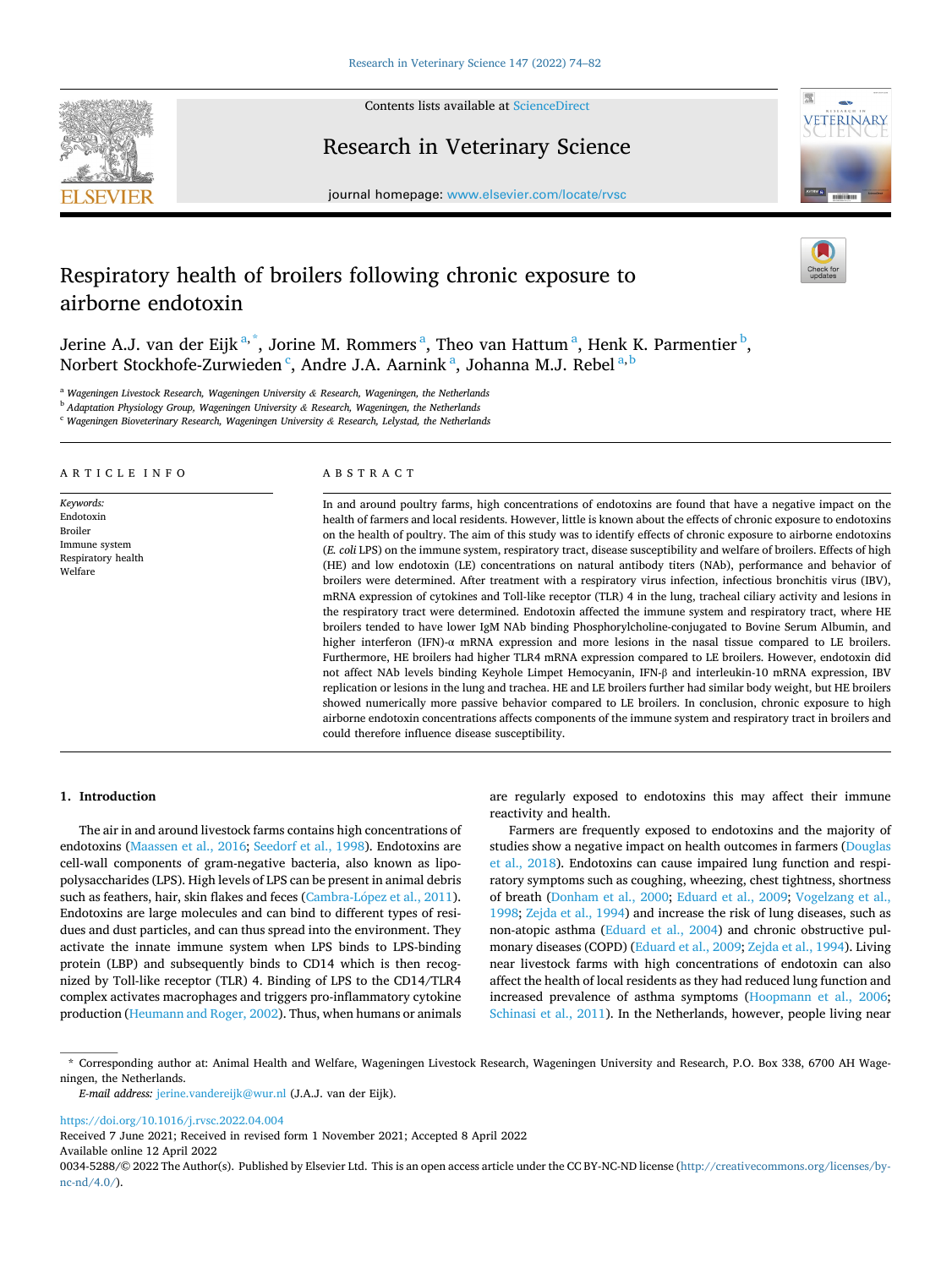# Respiratory health of broilers following chronic exposure to airborne endotoxin

Jerine A.J. van der Eijk [a,*], Jorine M. Rommers [a], Theo van Hattum [a], Henk K. Parmentier [b], Norbert Stockhofe-Zurwieden [c], Andre J.A. Aarnink [a], Johanna M.J. Rebel [a,b]

[a] Wageningen Livestock Research, Wageningen University & Research, Wageningen, the Netherlands
[b] Adaptation Physiology Group, Wageningen University & Research, Wageningen, the Netherlands
[c] Wageningen Bioveterinary Research, Wageningen University & Research, Lelystad, the Netherlands

## ARTICLE INFO

*Keywords:*
Endotoxin
Broiler
Immune system
Respiratory health
Welfare

## ABSTRACT

In and around poultry farms, high concentrations of endotoxins are found that have a negative impact on the health of farmers and local residents. However, little is known about the effects of chronic exposure to endotoxins on the health of poultry. The aim of this study was to identify effects of chronic exposure to airborne endotoxins (*E. coli* LPS) on the immune system, respiratory tract, disease susceptibility and welfare of broilers. Effects of high (HE) and low endotoxin (LE) concentrations on natural antibody titers (NAb), performance and behavior of broilers were determined. After treatment with a respiratory virus infection, infectious bronchitis virus (IBV), mRNA expression of cytokines and Toll-like receptor (TLR) 4 in the lung, tracheal ciliary activity and lesions in the respiratory tract were determined. Endotoxin affected the immune system and respiratory tract, where HE broilers tended to have lower IgM NAb binding Phosphorylcholine-conjugated to Bovine Serum Albumin, and higher interferon (IFN)-α mRNA expression and more lesions in the nasal tissue compared to LE broilers. Furthermore, HE broilers had higher TLR4 mRNA expression compared to LE broilers. However, endotoxin did not affect NAb levels binding Keyhole Limpet Hemocyanin, IFN-β and interleukin-10 mRNA expression, IBV replication or lesions in the lung and trachea. HE and LE broilers further had similar body weight, but HE broilers showed numerically more passive behavior compared to LE broilers. In conclusion, chronic exposure to high airborne endotoxin concentrations affects components of the immune system and respiratory tract in broilers and could therefore influence disease susceptibility.

## 1. Introduction

The air in and around livestock farms contains high concentrations of endotoxins (Maassen et al., 2016; Seedorf et al., 1998). Endotoxins are cell-wall components of gram-negative bacteria, also known as lipopolysaccharides (LPS). High levels of LPS can be present in animal debris such as feathers, hair, skin flakes and feces (Cambra-López et al., 2011). Endotoxins are large molecules and can bind to different types of residues and dust particles, and can thus spread into the environment. They activate the innate immune system when LPS binds to LPS-binding protein (LBP) and subsequently binds to CD14 which is then recognized by Toll-like receptor (TLR) 4. Binding of LPS to the CD14/TLR4 complex activates macrophages and triggers pro-inflammatory cytokine production (Heumann and Roger, 2002). Thus, when humans or animals are regularly exposed to endotoxins this may affect their immune reactivity and health.

Farmers are frequently exposed to endotoxins and the majority of studies show a negative impact on health outcomes in farmers (Douglas et al., 2018). Endotoxins can cause impaired lung function and respiratory symptoms such as coughing, wheezing, chest tightness, shortness of breath (Donham et al., 2000; Eduard et al., 2009; Vogelzang et al., 1998; Zejda et al., 1994) and increase the risk of lung diseases, such as non-atopic asthma (Eduard et al., 2004) and chronic obstructive pulmonary diseases (COPD) (Eduard et al., 2009; Zejda et al., 1994). Living near livestock farms with high concentrations of endotoxin can also affect the health of local residents as they had reduced lung function and increased prevalence of asthma symptoms (Hoopmann et al., 2006; Schinasi et al., 2011). In the Netherlands, however, people living near

* Corresponding author at: Animal Health and Welfare, Wageningen Livestock Research, Wageningen University and Research, P.O. Box 338, 6700 AH Wageningen, the Netherlands.
*E-mail address:* jerine.vandereijk@wur.nl (J.A.J. van der Eijk).

https://doi.org/10.1016/j.rvsc.2022.04.004
Received 7 June 2021; Received in revised form 1 November 2021; Accepted 8 April 2022
Available online 12 April 2022
0034-5288/© 2022 The Author(s). Published by Elsevier Ltd. This is an open access article under the CC BY-NC-ND license (http://creativecommons.org/licenses/by-nc-nd/4.0/).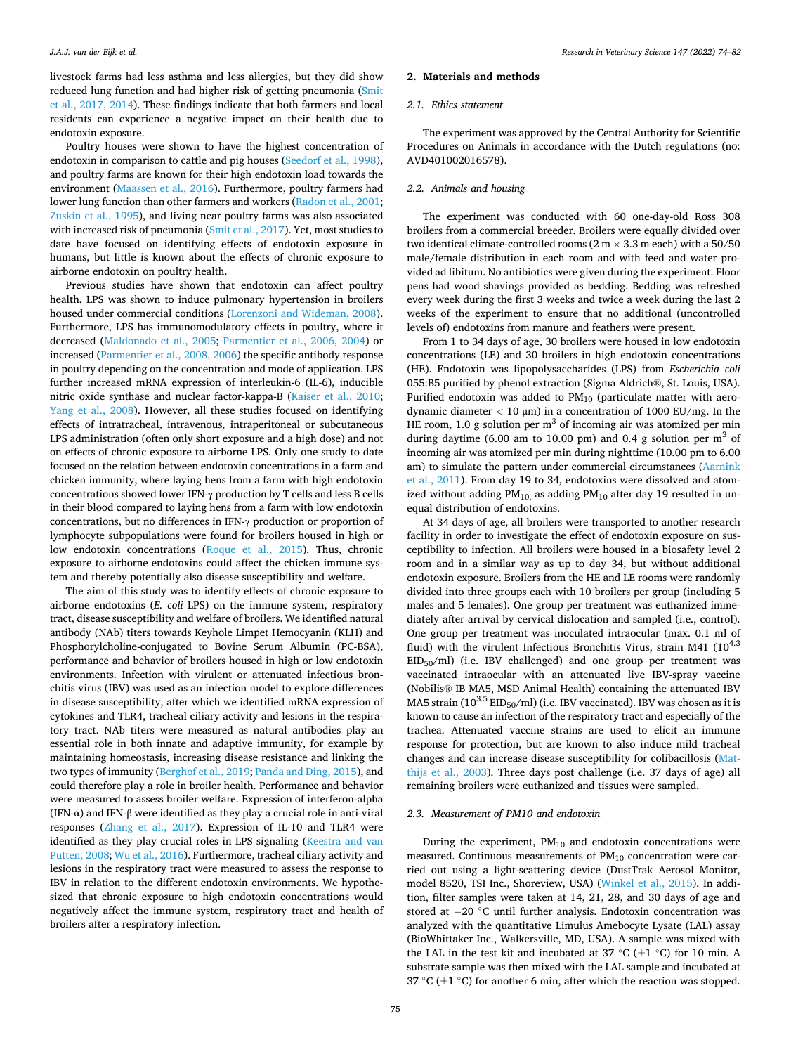livestock farms had less asthma and less allergies, but they did show reduced lung function and had higher risk of getting pneumonia (Smit et al., 2017, 2014). These findings indicate that both farmers and local residents can experience a negative impact on their health due to endotoxin exposure.

Poultry houses were shown to have the highest concentration of endotoxin in comparison to cattle and pig houses (Seedorf et al., 1998), and poultry farms are known for their high endotoxin load towards the environment (Maassen et al., 2016). Furthermore, poultry farmers had lower lung function than other farmers and workers (Radon et al., 2001; Zuskin et al., 1995), and living near poultry farms was also associated with increased risk of pneumonia (Smit et al., 2017). Yet, most studies to date have focused on identifying effects of endotoxin exposure in humans, but little is known about the effects of chronic exposure to airborne endotoxin on poultry health.

Previous studies have shown that endotoxin can affect poultry health. LPS was shown to induce pulmonary hypertension in broilers housed under commercial conditions (Lorenzoni and Wideman, 2008). Furthermore, LPS has immunomodulatory effects in poultry, where it decreased (Maldonado et al., 2005; Parmentier et al., 2006, 2004) or increased (Parmentier et al., 2008, 2006) the specific antibody response in poultry depending on the concentration and mode of application. LPS further increased mRNA expression of interleukin-6 (IL-6), inducible nitric oxide synthase and nuclear factor-kappa-B (Kaiser et al., 2010; Yang et al., 2008). However, all these studies focused on identifying effects of intratracheal, intravenous, intraperitoneal or subcutaneous LPS administration (often only short exposure and a high dose) and not on effects of chronic exposure to airborne LPS. Only one study to date focused on the relation between endotoxin concentrations in a farm and chicken immunity, where laying hens from a farm with high endotoxin concentrations showed lower IFN-γ production by T cells and less B cells in their blood compared to laying hens from a farm with low endotoxin concentrations, but no differences in IFN-γ production or proportion of lymphocyte subpopulations were found for broilers housed in high or low endotoxin concentrations (Roque et al., 2015). Thus, chronic exposure to airborne endotoxins could affect the chicken immune system and thereby potentially also disease susceptibility and welfare.

The aim of this study was to identify effects of chronic exposure to airborne endotoxins (*E. coli* LPS) on the immune system, respiratory tract, disease susceptibility and welfare of broilers. We identified natural antibody (NAb) titers towards Keyhole Limpet Hemocyanin (KLH) and Phosphorylcholine-conjugated to Bovine Serum Albumin (PC-BSA), performance and behavior of broilers housed in high or low endotoxin environments. Infection with virulent or attenuated infectious bronchitis virus (IBV) was used as an infection model to explore differences in disease susceptibility, after which we identified mRNA expression of cytokines and TLR4, tracheal ciliary activity and lesions in the respiratory tract. NAb titers were measured as natural antibodies play an essential role in both innate and adaptive immunity, for example by maintaining homeostasis, increasing disease resistance and linking the two types of immunity (Berghof et al., 2019; Panda and Ding, 2015), and could therefore play a role in broiler health. Performance and behavior were measured to assess broiler welfare. Expression of interferon-alpha (IFN-α) and IFN-β were identified as they play a crucial role in anti-viral responses (Zhang et al., 2017). Expression of IL-10 and TLR4 were identified as they play crucial roles in LPS signaling (Keestra and van Putten, 2008; Wu et al., 2016). Furthermore, tracheal ciliary activity and lesions in the respiratory tract were measured to assess the response to IBV in relation to the different endotoxin environments. We hypothesized that chronic exposure to high endotoxin concentrations would negatively affect the immune system, respiratory tract and health of broilers after a respiratory infection.

## 2. Materials and methods

### 2.1. Ethics statement

The experiment was approved by the Central Authority for Scientific Procedures on Animals in accordance with the Dutch regulations (no: AVD401002016578).

### 2.2. Animals and housing

The experiment was conducted with 60 one-day-old Ross 308 broilers from a commercial breeder. Broilers were equally divided over two identical climate-controlled rooms (2 m × 3.3 m each) with a 50/50 male/female distribution in each room and with feed and water provided ad libitum. No antibiotics were given during the experiment. Floor pens had wood shavings provided as bedding. Bedding was refreshed every week during the first 3 weeks and twice a week during the last 2 weeks of the experiment to ensure that no additional (uncontrolled levels of) endotoxins from manure and feathers were present.

From 1 to 34 days of age, 30 broilers were housed in low endotoxin concentrations (LE) and 30 broilers in high endotoxin concentrations (HE). Endotoxin was lipopolysaccharides (LPS) from *Escherichia coli* 055:B5 purified by phenol extraction (Sigma Aldrich®, St. Louis, USA). Purified endotoxin was added to $PM_{10}$ (particulate matter with aerodynamic diameter < 10 μm) in a concentration of 1000 EU/mg. In the HE room, 1.0 g solution per $m^3$ of incoming air was atomized per min during daytime (6.00 am to 10.00 pm) and 0.4 g solution per $m^3$ of incoming air was atomized per min during nighttime (10.00 pm to 6.00 am) to simulate the pattern under commercial circumstances (Aarnink et al., 2011). From day 19 to 34, endotoxins were dissolved and atomized without adding $PM_{10}$ as adding $PM_{10}$ after day 19 resulted in unequal distribution of endotoxins.

At 34 days of age, all broilers were transported to another research facility in order to investigate the effect of endotoxin exposure on susceptibility to infection. All broilers were housed in a biosafety level 2 room and in a similar way as up to day 34, but without additional endotoxin exposure. Broilers from the HE and LE rooms were randomly divided into three groups each with 10 broilers per group (including 5 males and 5 females). One group per treatment was euthanized immediately after arrival by cervical dislocation and sampled (i.e., control). One group per treatment was inoculated intraocular (max. 0.1 ml of fluid) with the virulent Infectious Bronchitis Virus, strain M41 ($10^{4.3}$ $EID_{50}$/ml) (i.e. IBV challenged) and one group per treatment was vaccinated intraocular with an attenuated live IBV-spray vaccine (Nobilis® IB MA5, MSD Animal Health) containing the attenuated IBV MA5 strain ($10^{3.5}$ $EID_{50}$/ml) (i.e. IBV vaccinated). IBV was chosen as it is known to cause an infection of the respiratory tract and especially of the trachea. Attenuated vaccine strains are used to elicit an immune response for protection, but are known to also induce mild tracheal changes and can increase disease susceptibility for colibacillosis (Matthijs et al., 2003). Three days post challenge (i.e. 37 days of age) all remaining broilers were euthanized and tissues were sampled.

### 2.3. Measurement of PM10 and endotoxin

During the experiment, $PM_{10}$ and endotoxin concentrations were measured. Continuous measurements of $PM_{10}$ concentration were carried out using a light-scattering device (DustTrak Aerosol Monitor, model 8520, TSI Inc., Shoreview, USA) (Winkel et al., 2015). In addition, filter samples were taken at 14, 21, 28, and 30 days of age and stored at −20 °C until further analysis. Endotoxin concentration was analyzed with the quantitative Limulus Amebocyte Lysate (LAL) assay (BioWhittaker Inc., Walkersville, MD, USA). A sample was mixed with the LAL in the test kit and incubated at 37 °C (±1 °C) for 10 min. A substrate sample was then mixed with the LAL sample and incubated at 37 °C (±1 °C) for another 6 min, after which the reaction was stopped.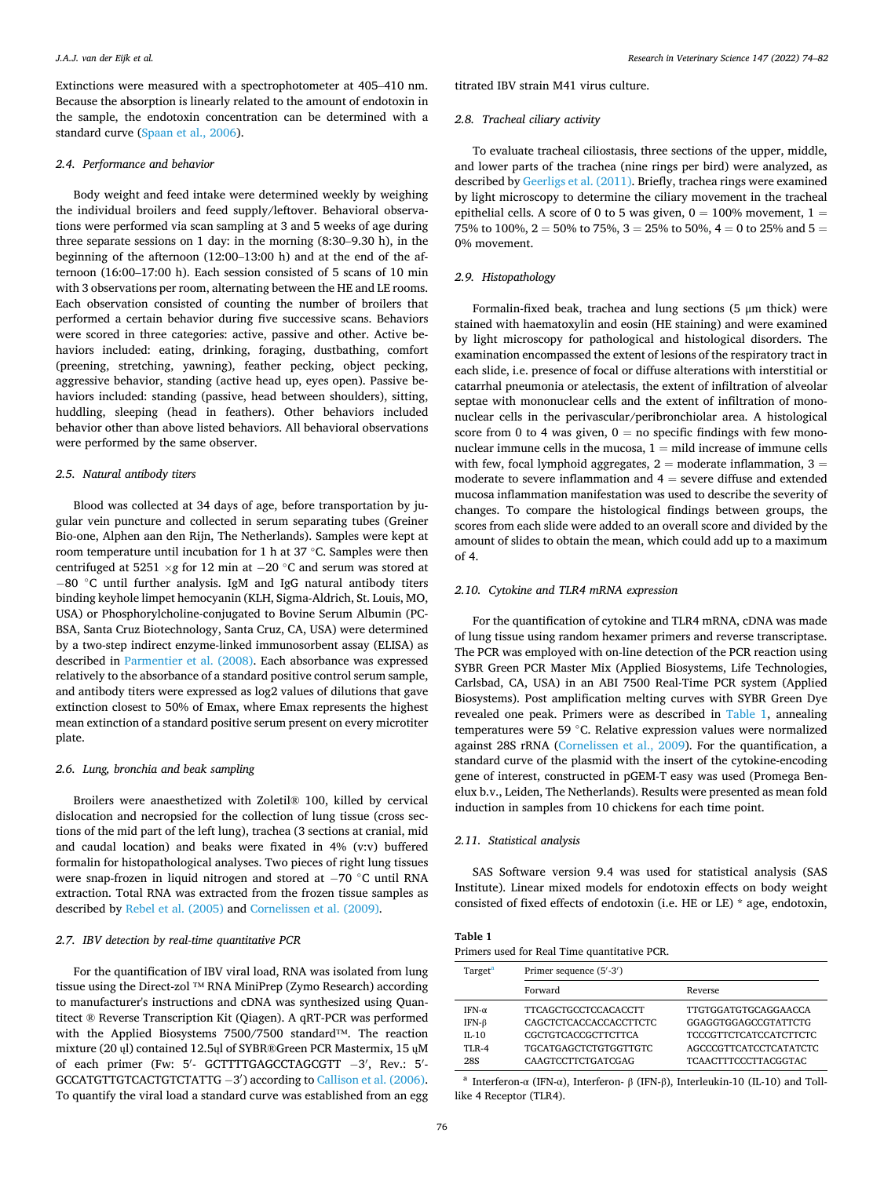Extinctions were measured with a spectrophotometer at 405–410 nm. Because the absorption is linearly related to the amount of endotoxin in the sample, the endotoxin concentration can be determined with a standard curve (Spaan et al., 2006).

### 2.4. Performance and behavior

Body weight and feed intake were determined weekly by weighing the individual broilers and feed supply/leftover. Behavioral observations were performed via scan sampling at 3 and 5 weeks of age during three separate sessions on 1 day: in the morning (8:30–9.30 h), in the beginning of the afternoon (12:00–13:00 h) and at the end of the afternoon (16:00–17:00 h). Each session consisted of 5 scans of 10 min with 3 observations per room, alternating between the HE and LE rooms. Each observation consisted of counting the number of broilers that performed a certain behavior during five successive scans. Behaviors were scored in three categories: active, passive and other. Active behaviors included: eating, drinking, foraging, dustbathing, comfort (preening, stretching, yawning), feather pecking, object pecking, aggressive behavior, standing (active head up, eyes open). Passive behaviors included: standing (passive, head between shoulders), sitting, huddling, sleeping (head in feathers). Other behaviors included behavior other than above listed behaviors. All behavioral observations were performed by the same observer.

### 2.5. Natural antibody titers

Blood was collected at 34 days of age, before transportation by jugular vein puncture and collected in serum separating tubes (Greiner Bio-one, Alphen aan den Rijn, The Netherlands). Samples were kept at room temperature until incubation for 1 h at 37 °C. Samples were then centrifuged at 5251 $\times g$ for 12 min at −20 °C and serum was stored at −80 °C until further analysis. IgM and IgG natural antibody titers binding keyhole limpet hemocyanin (KLH, Sigma-Aldrich, St. Louis, MO, USA) or Phosphorylcholine-conjugated to Bovine Serum Albumin (PC-BSA, Santa Cruz Biotechnology, Santa Cruz, CA, USA) were determined by a two-step indirect enzyme-linked immunosorbent assay (ELISA) as described in Parmentier et al. (2008). Each absorbance was expressed relatively to the absorbance of a standard positive control serum sample, and antibody titers were expressed as log2 values of dilutions that gave extinction closest to 50% of Emax, where Emax represents the highest mean extinction of a standard positive serum present on every microtiter plate.

### 2.6. Lung, bronchia and beak sampling

Broilers were anaesthetized with Zoletil® 100, killed by cervical dislocation and necropsied for the collection of lung tissue (cross sections of the mid part of the left lung), trachea (3 sections at cranial, mid and caudal location) and beaks were fixated in 4% (v:v) buffered formalin for histopathological analyses. Two pieces of right lung tissues were snap-frozen in liquid nitrogen and stored at −70 °C until RNA extraction. Total RNA was extracted from the frozen tissue samples as described by Rebel et al. (2005) and Cornelissen et al. (2009).

### 2.7. IBV detection by real-time quantitative PCR

For the quantification of IBV viral load, RNA was isolated from lung tissue using the Direct-zol ™ RNA MiniPrep (Zymo Research) according to manufacturer's instructions and cDNA was synthesized using Quantitect ® Reverse Transcription Kit (Qiagen). A qRT-PCR was performed with the Applied Biosystems 7500/7500 standard™. The reaction mixture (20 ųl) contained 12.5ųl of SYBR®Green PCR Mastermix, 15 ųM of each primer (Fw: 5′- GCTTTTGAGCCTAGCGTT −3′, Rev.: 5′-GCCATGTTGTCACTGTCTATTG −3′) according to Callison et al. (2006). To quantify the viral load a standard curve was established from an egg titrated IBV strain M41 virus culture.

### 2.8. Tracheal ciliary activity

To evaluate tracheal ciliostasis, three sections of the upper, middle, and lower parts of the trachea (nine rings per bird) were analyzed, as described by Geerligs et al. (2011). Briefly, trachea rings were examined by light microscopy to determine the ciliary movement in the tracheal epithelial cells. A score of 0 to 5 was given, 0 = 100% movement, 1 = 75% to 100%, 2 = 50% to 75%, 3 = 25% to 50%, 4 = 0 to 25% and 5 = 0% movement.

### 2.9. Histopathology

Formalin-fixed beak, trachea and lung sections (5 μm thick) were stained with haematoxylin and eosin (HE staining) and were examined by light microscopy for pathological and histological disorders. The examination encompassed the extent of lesions of the respiratory tract in each slide, i.e. presence of focal or diffuse alterations with interstitial or catarrhal pneumonia or atelectasis, the extent of infiltration of alveolar septae with mononuclear cells and the extent of infiltration of mononuclear cells in the perivascular/peribronchiolar area. A histological score from 0 to 4 was given, 0 = no specific findings with few mononuclear immune cells in the mucosa, 1 = mild increase of immune cells with few, focal lymphoid aggregates, 2 = moderate inflammation, 3 = moderate to severe inflammation and 4 = severe diffuse and extended mucosa inflammation manifestation was used to describe the severity of changes. To compare the histological findings between groups, the scores from each slide were added to an overall score and divided by the amount of slides to obtain the mean, which could add up to a maximum of 4.

### 2.10. Cytokine and TLR4 mRNA expression

For the quantification of cytokine and TLR4 mRNA, cDNA was made of lung tissue using random hexamer primers and reverse transcriptase. The PCR was employed with on-line detection of the PCR reaction using SYBR Green PCR Master Mix (Applied Biosystems, Life Technologies, Carlsbad, CA, USA) in an ABI 7500 Real-Time PCR system (Applied Biosystems). Post amplification melting curves with SYBR Green Dye revealed one peak. Primers were as described in Table 1, annealing temperatures were 59 °C. Relative expression values were normalized against 28S rRNA (Cornelissen et al., 2009). For the quantification, a standard curve of the plasmid with the insert of the cytokine-encoding gene of interest, constructed in pGEM-T easy was used (Promega Benelux b.v., Leiden, The Netherlands). Results were presented as mean fold induction in samples from 10 chickens for each time point.

### 2.11. Statistical analysis

SAS Software version 9.4 was used for statistical analysis (SAS Institute). Linear mixed models for endotoxin effects on body weight consisted of fixed effects of endotoxin (i.e. HE or LE) * age, endotoxin,

**Table 1**
Primers used for Real Time quantitative PCR.

| Target[a] | Primer sequence (5′-3′) | |
|---|---|---|
| | Forward | Reverse |
| IFN-α | TTCAGCTGCCTCCACACCTT | TTGTGGATGTGCAGGAACCA |
| IFN-β | CAGCTCTCACCACCACCTTCTC | GGAGGTGGAGCCGTATTCTG |
| IL-10 | CGCTGTCACCGCTTCTTCA | TCCCGTTCTCATCCATCTTCTC |
| TLR-4 | TGCATGAGCTCTGTGGTTGTC | AGCCCGTTCATCCTCATATCTC |
| 28S | CAAGTCCTTCTGATCGAG | TCAACTTTCCCTTACGGTAC |

[a] Interferon-α (IFN-α), Interferon- β (IFN-β), Interleukin-10 (IL-10) and Toll-like 4 Receptor (TLR4).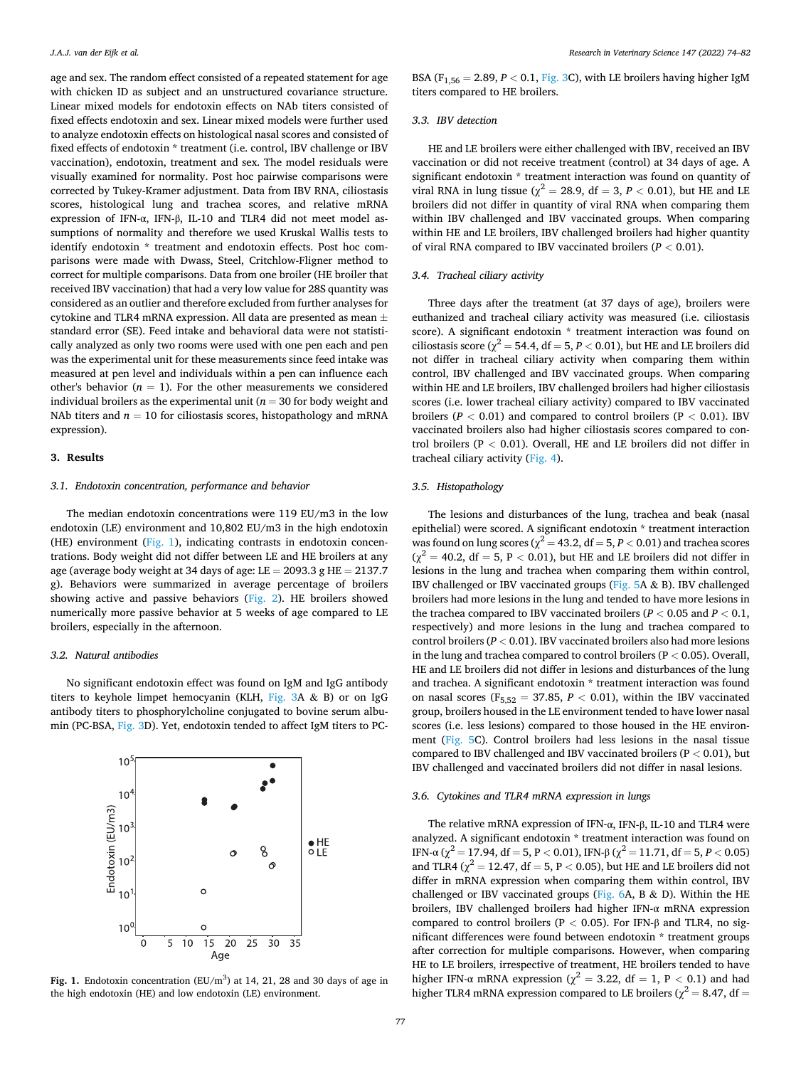age and sex. The random effect consisted of a repeated statement for age with chicken ID as subject and an unstructured covariance structure. Linear mixed models for endotoxin effects on NAb titers consisted of fixed effects endotoxin and sex. Linear mixed models were further used to analyze endotoxin effects on histological nasal scores and consisted of fixed effects of endotoxin * treatment (i.e. control, IBV challenge or IBV vaccination), endotoxin, treatment and sex. The model residuals were visually examined for normality. Post hoc pairwise comparisons were corrected by Tukey-Kramer adjustment. Data from IBV RNA, ciliostasis scores, histological lung and trachea scores, and relative mRNA expression of IFN-α, IFN-β, IL-10 and TLR4 did not meet model assumptions of normality and therefore we used Kruskal Wallis tests to identify endotoxin * treatment and endotoxin effects. Post hoc comparisons were made with Dwass, Steel, Critchlow-Fligner method to correct for multiple comparisons. Data from one broiler (HE broiler that received IBV vaccination) that had a very low value for 28S quantity was considered as an outlier and therefore excluded from further analyses for cytokine and TLR4 mRNA expression. All data are presented as mean ± standard error (SE). Feed intake and behavioral data were not statistically analyzed as only two rooms were used with one pen each and pen was the experimental unit for these measurements since feed intake was measured at pen level and individuals within a pen can influence each other's behavior ($n = 1$). For the other measurements we considered individual broilers as the experimental unit ($n = 30$ for body weight and NAb titers and $n = 10$ for ciliostasis scores, histopathology and mRNA expression).

## 3. Results

### 3.1. Endotoxin concentration, performance and behavior

The median endotoxin concentrations were 119 EU/m3 in the low endotoxin (LE) environment and 10,802 EU/m3 in the high endotoxin (HE) environment (Fig. 1), indicating contrasts in endotoxin concentrations. Body weight did not differ between LE and HE broilers at any age (average body weight at 34 days of age: LE = 2093.3 g HE = 2137.7 g). Behaviors were summarized in average percentage of broilers showing active and passive behaviors (Fig. 2). HE broilers showed numerically more passive behavior at 5 weeks of age compared to LE broilers, especially in the afternoon.

### 3.2. Natural antibodies

No significant endotoxin effect was found on IgM and IgG antibody titers to keyhole limpet hemocyanin (KLH, Fig. 3A & B) or on IgG antibody titers to phosphorylcholine conjugated to bovine serum albumin (PC-BSA, Fig. 3D). Yet, endotoxin tended to affect IgM titers to PC-BSA ($F_{1,56} = 2.89$, $P < 0.1$, Fig. 3C), with LE broilers having higher IgM titers compared to HE broilers.

**Fig. 1.** Endotoxin concentration (EU/m$^3$) at 14, 21, 28 and 30 days of age in the high endotoxin (HE) and low endotoxin (LE) environment.

### 3.3. IBV detection

HE and LE broilers were either challenged with IBV, received an IBV vaccination or did not receive treatment (control) at 34 days of age. A significant endotoxin * treatment interaction was found on quantity of viral RNA in lung tissue ($\chi^2 = 28.9$, df = 3, $P < 0.01$), but HE and LE broilers did not differ in quantity of viral RNA when comparing them within IBV challenged and IBV vaccinated groups. When comparing within HE and LE broilers, IBV challenged broilers had higher quantity of viral RNA compared to IBV vaccinated broilers ($P < 0.01$).

### 3.4. Tracheal ciliary activity

Three days after the treatment (at 37 days of age), broilers were euthanized and tracheal ciliary activity was measured (i.e. ciliostasis score). A significant endotoxin * treatment interaction was found on ciliostasis score ($\chi^2 = 54.4$, df = 5, $P < 0.01$), but HE and LE broilers did not differ in tracheal ciliary activity when comparing them within control, IBV challenged and IBV vaccinated groups. When comparing within HE and LE broilers, IBV challenged broilers had higher ciliostasis scores (i.e. lower tracheal ciliary activity) compared to IBV vaccinated broilers ($P < 0.01$) and compared to control broilers ($P < 0.01$). IBV vaccinated broilers also had higher ciliostasis scores compared to control broilers ($P < 0.01$). Overall, HE and LE broilers did not differ in tracheal ciliary activity (Fig. 4).

### 3.5. Histopathology

The lesions and disturbances of the lung, trachea and beak (nasal epithelial) were scored. A significant endotoxin * treatment interaction was found on lung scores ($\chi^2 = 43.2$, df = 5, $P < 0.01$) and trachea scores ($\chi^2 = 40.2$, df = 5, $P < 0.01$), but HE and LE broilers did not differ in lesions in the lung and trachea when comparing them within control, IBV challenged or IBV vaccinated groups (Fig. 5A & B). IBV challenged broilers had more lesions in the lung and tended to have more lesions in the trachea compared to IBV vaccinated broilers ($P < 0.05$ and $P < 0.1$, respectively) and more lesions in the lung and trachea compared to control broilers ($P < 0.01$). IBV vaccinated broilers also had more lesions in the lung and trachea compared to control broilers ($P < 0.05$). Overall, HE and LE broilers did not differ in lesions and disturbances of the lung and trachea. A significant endotoxin * treatment interaction was found on nasal scores ($F_{5,52} = 37.85$, $P < 0.01$), within the IBV vaccinated group, broilers housed in the LE environment tended to have lower nasal scores (i.e. less lesions) compared to those housed in the HE environment (Fig. 5C). Control broilers had less lesions in the nasal tissue compared to IBV challenged and IBV vaccinated broilers ($P < 0.01$), but IBV challenged and vaccinated broilers did not differ in nasal lesions.

### 3.6. Cytokines and TLR4 mRNA expression in lungs

The relative mRNA expression of IFN-α, IFN-β, IL-10 and TLR4 were analyzed. A significant endotoxin * treatment interaction was found on IFN-α ($\chi^2 = 17.94$, df = 5, $P < 0.01$), IFN-β ($\chi^2 = 11.71$, df = 5, $P < 0.05$) and TLR4 ($\chi^2 = 12.47$, df = 5, $P < 0.05$), but HE and LE broilers did not differ in mRNA expression when comparing them within control, IBV challenged or IBV vaccinated groups (Fig. 6A, B & D). Within the HE broilers, IBV challenged broilers had higher IFN-α mRNA expression compared to control broilers ($P < 0.05$). For IFN-β and TLR4, no significant differences were found between endotoxin * treatment groups after correction for multiple comparisons. However, when comparing HE to LE broilers, irrespective of treatment, HE broilers tended to have higher IFN-α mRNA expression ($\chi^2 = 3.22$, df = 1, $P < 0.1$) and had higher TLR4 mRNA expression compared to LE broilers ($\chi^2 = 8.47$, df =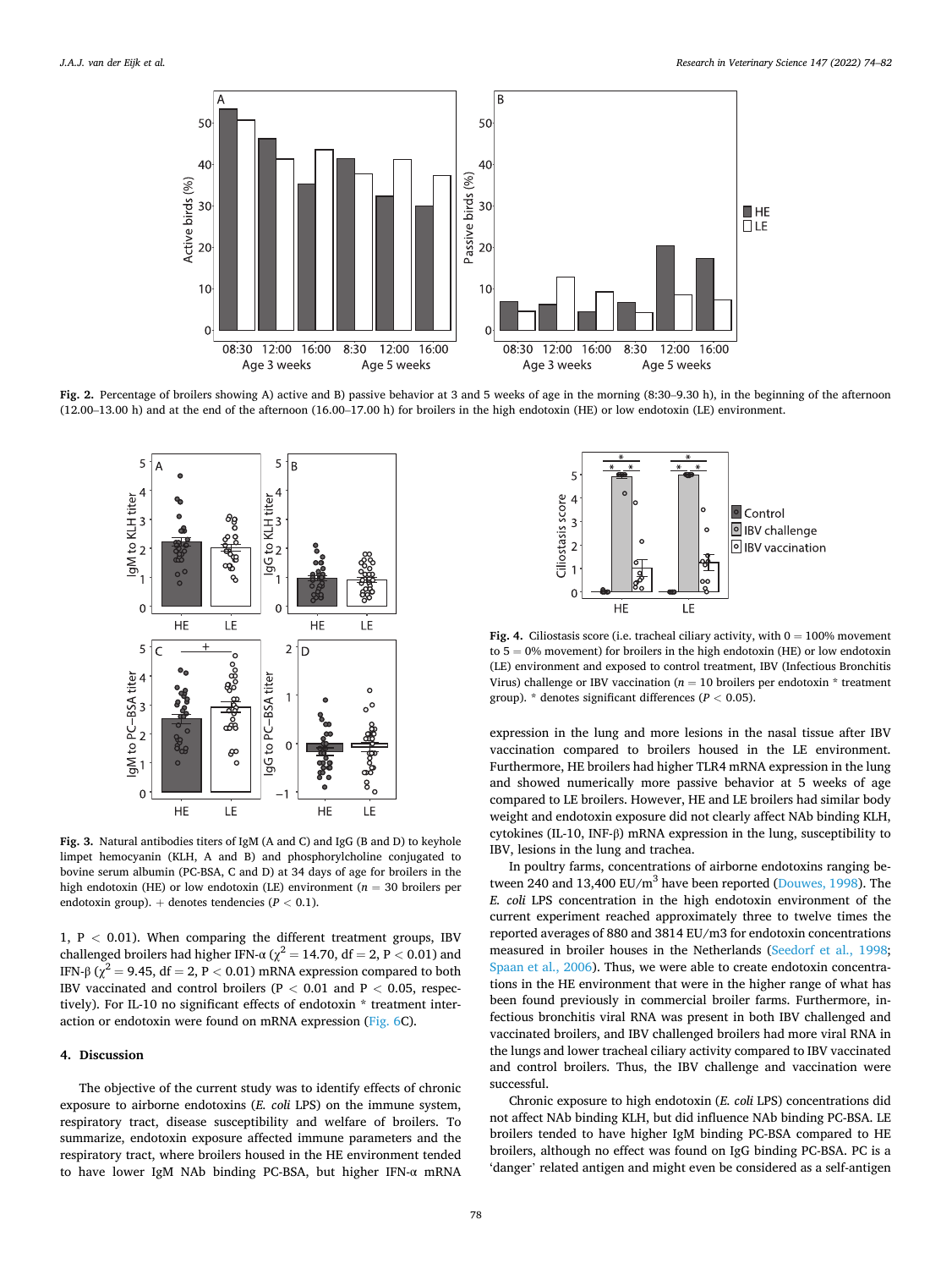Fig. 2. Percentage of broilers showing A) active and B) passive behavior at 3 and 5 weeks of age in the morning (8:30–9.30 h), in the beginning of the afternoon (12.00–13.00 h) and at the end of the afternoon (16.00–17.00 h) for broilers in the high endotoxin (HE) or low endotoxin (LE) environment.

Fig. 3. Natural antibodies titers of IgM (A and C) and IgG (B and D) to keyhole limpet hemocyanin (KLH, A and B) and phosphorylcholine conjugated to bovine serum albumin (PC-BSA, C and D) at 34 days of age for broilers in the high endotoxin (HE) or low endotoxin (LE) environment (*n* = 30 broilers per endotoxin group). + denotes tendencies (P < 0.1).

Fig. 4. Ciliostasis score (i.e. tracheal ciliary activity, with 0 = 100% movement to 5 = 0% movement) for broilers in the high endotoxin (HE) or low endotoxin (LE) environment and exposed to control treatment, IBV (Infectious Bronchitis Virus) challenge or IBV vaccination (*n* = 10 broilers per endotoxin * treatment group). * denotes significant differences (P < 0.05).

1, P < 0.01). When comparing the different treatment groups, IBV challenged broilers had higher IFN-α ($\chi^2 = 14.70$, df = 2, P < 0.01) and IFN-β ($\chi^2 = 9.45$, df = 2, P < 0.01) mRNA expression compared to both IBV vaccinated and control broilers (P < 0.01 and P < 0.05, respectively). For IL-10 no significant effects of endotoxin * treatment interaction or endotoxin were found on mRNA expression (Fig. 6C).

## 4. Discussion

The objective of the current study was to identify effects of chronic exposure to airborne endotoxins (*E. coli* LPS) on the immune system, respiratory tract, disease susceptibility and welfare of broilers. To summarize, endotoxin exposure affected immune parameters and the respiratory tract, where broilers housed in the HE environment tended to have lower IgM NAb binding PC-BSA, but higher IFN-α mRNA expression in the lung and more lesions in the nasal tissue after IBV vaccination compared to broilers housed in the LE environment. Furthermore, HE broilers had higher TLR4 mRNA expression in the lung and showed numerically more passive behavior at 5 weeks of age compared to LE broilers. However, HE and LE broilers had similar body weight and endotoxin exposure did not clearly affect NAb binding KLH, cytokines (IL-10, INF-β) mRNA expression in the lung, susceptibility to IBV, lesions in the lung and trachea.

In poultry farms, concentrations of airborne endotoxins ranging between 240 and 13,400 EU/m$^3$ have been reported (Douwes, 1998). The *E. coli* LPS concentration in the high endotoxin environment of the current experiment reached approximately three to twelve times the reported averages of 880 and 3814 EU/m3 for endotoxin concentrations measured in broiler houses in the Netherlands (Seedorf et al., 1998; Spaan et al., 2006). Thus, we were able to create endotoxin concentrations in the HE environment that were in the higher range of what has been found previously in commercial broiler farms. Furthermore, infectious bronchitis viral RNA was present in both IBV challenged and vaccinated broilers, and IBV challenged broilers had more viral RNA in the lungs and lower tracheal ciliary activity compared to IBV vaccinated and control broilers. Thus, the IBV challenge and vaccination were successful.

Chronic exposure to high endotoxin (*E. coli* LPS) concentrations did not affect NAb binding KLH, but did influence NAb binding PC-BSA. LE broilers tended to have higher IgM binding PC-BSA compared to HE broilers, although no effect was found on IgG binding PC-BSA. PC is a ‘danger’ related antigen and might even be considered as a self-antigen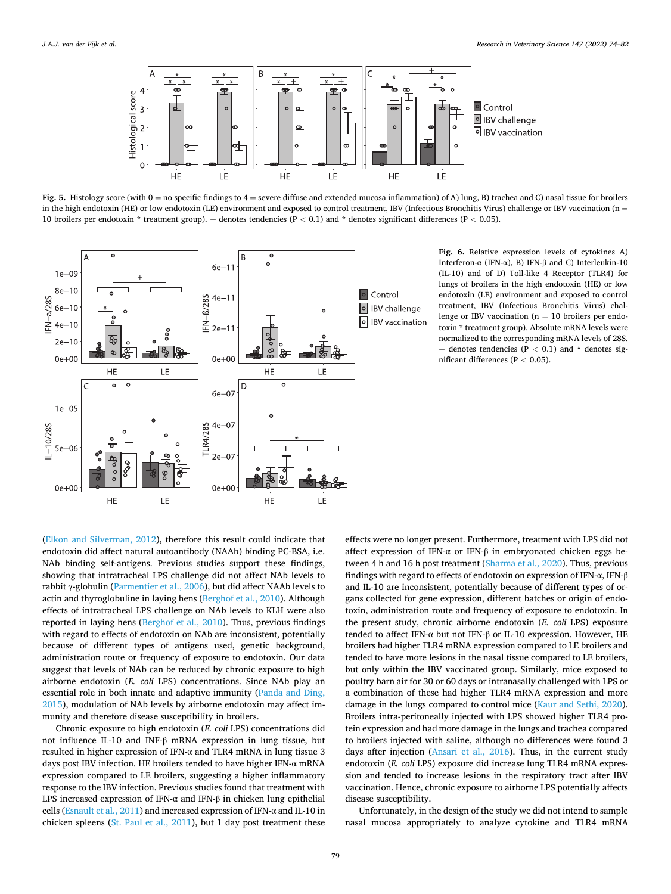**Fig. 5.** Histology score (with 0 = no specific findings to 4 = severe diffuse and extended mucosa inflammation) of A) lung, B) trachea and C) nasal tissue for broilers in the high endotoxin (HE) or low endotoxin (LE) environment and exposed to control treatment, IBV (Infectious Bronchitis Virus) challenge or IBV vaccination (n = 10 broilers per endotoxin * treatment group). + denotes tendencies (P < 0.1) and * denotes significant differences (P < 0.05).

**Fig. 6.** Relative expression levels of cytokines A) Interferon-α (IFN-α), B) IFN-β and C) Interleukin-10 (IL-10) and of D) Toll-like 4 Receptor (TLR4) for lungs of broilers in the high endotoxin (HE) or low endotoxin (LE) environment and exposed to control treatment, IBV (Infectious Bronchitis Virus) challenge or IBV vaccination (n = 10 broilers per endotoxin * treatment group). Absolute mRNA levels were normalized to the corresponding mRNA levels of 28S. + denotes tendencies (P < 0.1) and * denotes significant differences (P < 0.05).

(Elkon and Silverman, 2012), therefore this result could indicate that endotoxin did affect natural autoantibody (NAAb) binding PC-BSA, i.e. NAb binding self-antigens. Previous studies support these findings, showing that intratracheal LPS challenge did not affect NAb levels to rabbit γ-globulin (Parmentier et al., 2006), but did affect NAAb levels to actin and thyroglobuline in laying hens (Berghof et al., 2010). Although effects of intratracheal LPS challenge on NAb levels to KLH were also reported in laying hens (Berghof et al., 2010). Thus, previous findings with regard to effects of endotoxin on NAb are inconsistent, potentially because of different types of antigens used, genetic background, administration route or frequency of exposure to endotoxin. Our data suggest that levels of NAb can be reduced by chronic exposure to high airborne endotoxin (*E. coli* LPS) concentrations. Since NAb play an essential role in both innate and adaptive immunity (Panda and Ding, 2015), modulation of NAb levels by airborne endotoxin may affect immunity and therefore disease susceptibility in broilers.

Chronic exposure to high endotoxin (*E. coli* LPS) concentrations did not influence IL-10 and INF-β mRNA expression in lung tissue, but resulted in higher expression of IFN-α and TLR4 mRNA in lung tissue 3 days post IBV infection. HE broilers tended to have higher IFN-α mRNA expression compared to LE broilers, suggesting a higher inflammatory response to the IBV infection. Previous studies found that treatment with LPS increased expression of IFN-α and IFN-β in chicken lung epithelial cells (Esnault et al., 2011) and increased expression of IFN-α and IL-10 in chicken spleens (St. Paul et al., 2011), but 1 day post treatment these effects were no longer present. Furthermore, treatment with LPS did not affect expression of IFN-α or IFN-β in embryonated chicken eggs between 4 h and 16 h post treatment (Sharma et al., 2020). Thus, previous findings with regard to effects of endotoxin on expression of IFN-α, IFN-β and IL-10 are inconsistent, potentially because of different types of organs collected for gene expression, different batches or origin of endotoxin, administration route and frequency of exposure to endotoxin. In the present study, chronic airborne endotoxin (*E. coli* LPS) exposure tended to affect IFN-α but not IFN-β or IL-10 expression. However, HE broilers had higher TLR4 mRNA expression compared to LE broilers and tended to have more lesions in the nasal tissue compared to LE broilers, but only within the IBV vaccinated group. Similarly, mice exposed to poultry barn air for 30 or 60 days or intranasally challenged with LPS or a combination of these had higher TLR4 mRNA expression and more damage in the lungs compared to control mice (Kaur and Sethi, 2020). Broilers intra-peritoneally injected with LPS showed higher TLR4 protein expression and had more damage in the lungs and trachea compared to broilers injected with saline, although no differences were found 3 days after injection (Ansari et al., 2016). Thus, in the current study endotoxin (*E. coli* LPS) exposure did increase lung TLR4 mRNA expression and tended to increase lesions in the respiratory tract after IBV vaccination. Hence, chronic exposure to airborne LPS potentially affects disease susceptibility.

Unfortunately, in the design of the study we did not intend to sample nasal mucosa appropriately to analyze cytokine and TLR4 mRNA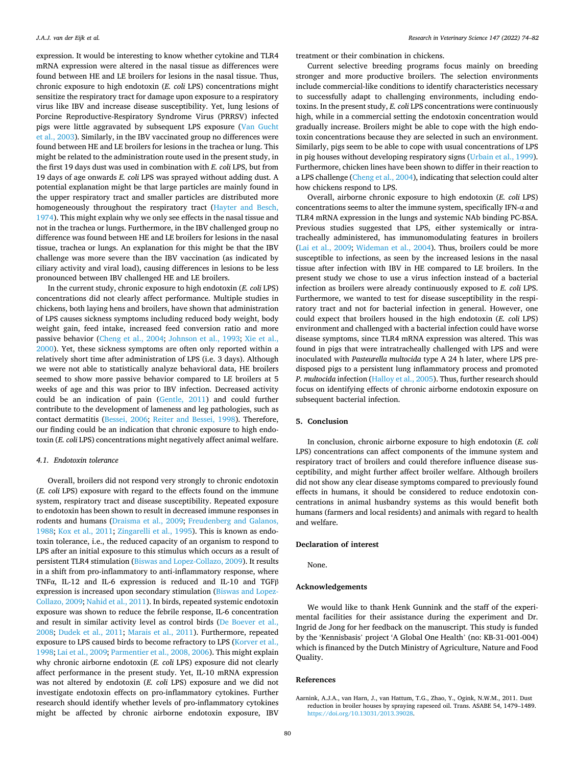expression. It would be interesting to know whether cytokine and TLR4 mRNA expression were altered in the nasal tissue as differences were found between HE and LE broilers for lesions in the nasal tissue. Thus, chronic exposure to high endotoxin (*E. coli* LPS) concentrations might sensitize the respiratory tract for damage upon exposure to a respiratory virus like IBV and increase disease susceptibility. Yet, lung lesions of Porcine Reproductive-Respiratory Syndrome Virus (PRRSV) infected pigs were little aggravated by subsequent LPS exposure (Van Gucht et al., 2003). Similarly, in the IBV vaccinated group no differences were found between HE and LE broilers for lesions in the trachea or lung. This might be related to the administration route used in the present study, in the first 19 days dust was used in combination with *E. coli* LPS, but from 19 days of age onwards *E. coli* LPS was sprayed without adding dust. A potential explanation might be that large particles are mainly found in the upper respiratory tract and smaller particles are distributed more homogeneously throughout the respiratory tract (Hayter and Besch, 1974). This might explain why we only see effects in the nasal tissue and not in the trachea or lungs. Furthermore, in the IBV challenged group no difference was found between HE and LE broilers for lesions in the nasal tissue, trachea or lungs. An explanation for this might be that the IBV challenge was more severe than the IBV vaccination (as indicated by ciliary activity and viral load), causing differences in lesions to be less pronounced between IBV challenged HE and LE broilers.

In the current study, chronic exposure to high endotoxin (*E. coli* LPS) concentrations did not clearly affect performance. Multiple studies in chickens, both laying hens and broilers, have shown that administration of LPS causes sickness symptoms including reduced body weight, body weight gain, feed intake, increased feed conversion ratio and more passive behavior (Cheng et al., 2004; Johnson et al., 1993; Xie et al., 2000). Yet, these sickness symptoms are often only reported within a relatively short time after administration of LPS (i.e. 3 days). Although we were not able to statistically analyze behavioral data, HE broilers seemed to show more passive behavior compared to LE broilers at 5 weeks of age and this was prior to IBV infection. Decreased activity could be an indication of pain (Gentle, 2011) and could further contribute to the development of lameness and leg pathologies, such as contact dermatitis (Bessei, 2006; Reiter and Bessei, 1998). Therefore, our finding could be an indication that chronic exposure to high endotoxin (*E. coli* LPS) concentrations might negatively affect animal welfare.

### 4.1. Endotoxin tolerance

Overall, broilers did not respond very strongly to chronic endotoxin (*E. coli* LPS) exposure with regard to the effects found on the immune system, respiratory tract and disease susceptibility. Repeated exposure to endotoxin has been shown to result in decreased immune responses in rodents and humans (Draisma et al., 2009; Freudenberg and Galanos, 1988; Kox et al., 2011; Zingarelli et al., 1995). This is known as endotoxin tolerance, i.e., the reduced capacity of an organism to respond to LPS after an initial exposure to this stimulus which occurs as a result of persistent TLR4 stimulation (Biswas and Lopez-Collazo, 2009). It results in a shift from pro-inflammatory to anti-inflammatory response, where TNFα, IL-12 and IL-6 expression is reduced and IL-10 and TGFβ expression is increased upon secondary stimulation (Biswas and Lopez-Collazo, 2009; Nahid et al., 2011). In birds, repeated systemic endotoxin exposure was shown to reduce the febrile response, IL-6 concentration and result in similar activity level as control birds (De Boever et al., 2008; Dudek et al., 2011; Marais et al., 2011). Furthermore, repeated exposure to LPS caused birds to become refractory to LPS (Korver et al., 1998; Lai et al., 2009; Parmentier et al., 2008, 2006). This might explain why chronic airborne endotoxin (*E. coli* LPS) exposure did not clearly affect performance in the present study. Yet, IL-10 mRNA expression was not altered by endotoxin (*E. coli* LPS) exposure and we did not investigate endotoxin effects on pro-inflammatory cytokines. Further research should identify whether levels of pro-inflammatory cytokines might be affected by chronic airborne endotoxin exposure, IBV treatment or their combination in chickens.

Current selective breeding programs focus mainly on breeding stronger and more productive broilers. The selection environments include commercial-like conditions to identify characteristics necessary to successfully adapt to challenging environments, including endotoxins. In the present study, *E. coli* LPS concentrations were continuously high, while in a commercial setting the endotoxin concentration would gradually increase. Broilers might be able to cope with the high endotoxin concentrations because they are selected in such an environment. Similarly, pigs seem to be able to cope with usual concentrations of LPS in pig houses without developing respiratory signs (Urbain et al., 1999). Furthermore, chicken lines have been shown to differ in their reaction to a LPS challenge (Cheng et al., 2004), indicating that selection could alter how chickens respond to LPS.

Overall, airborne chronic exposure to high endotoxin (*E. coli* LPS) concentrations seems to alter the immune system, specifically IFN-α and TLR4 mRNA expression in the lungs and systemic NAb binding PC-BSA. Previous studies suggested that LPS, either systemically or intratracheally administered, has immunomodulating features in broilers (Lai et al., 2009; Wideman et al., 2004). Thus, broilers could be more susceptible to infections, as seen by the increased lesions in the nasal tissue after infection with IBV in HE compared to LE broilers. In the present study we chose to use a virus infection instead of a bacterial infection as broilers were already continuously exposed to *E. coli* LPS. Furthermore, we wanted to test for disease susceptibility in the respiratory tract and not for bacterial infection in general. However, one could expect that broilers housed in the high endotoxin (*E. coli* LPS) environment and challenged with a bacterial infection could have worse disease symptoms, since TLR4 mRNA expression was altered. This was found in pigs that were intratracheally challenged with LPS and were inoculated with *Pasteurella multocida* type A 24 h later, where LPS predisposed pigs to a persistent lung inflammatory process and promoted *P. multocida* infection (Halloy et al., 2005). Thus, further research should focus on identifying effects of chronic airborne endotoxin exposure on subsequent bacterial infection.

## 5. Conclusion

In conclusion, chronic airborne exposure to high endotoxin (*E. coli* LPS) concentrations can affect components of the immune system and respiratory tract of broilers and could therefore influence disease susceptibility, and might further affect broiler welfare. Although broilers did not show any clear disease symptoms compared to previously found effects in humans, it should be considered to reduce endotoxin concentrations in animal husbandry systems as this would benefit both humans (farmers and local residents) and animals with regard to health and welfare.

## Declaration of interest

None.

## Acknowledgements

We would like to thank Henk Gunnink and the staff of the experimental facilities for their assistance during the experiment and Dr. Ingrid de Jong for her feedback on the manuscript. This study is funded by the 'Kennisbasis' project 'A Global One Health' (no: KB-31-001-004) which is financed by the Dutch Ministry of Agriculture, Nature and Food Quality.

## References

Aarnink, A.J.A., van Harn, J., van Hattum, T.G., Zhao, Y., Ogink, N.W.M., 2011. Dust reduction in broiler houses by spraying rapeseed oil. Trans. ASABE 54, 1479–1489. https://doi.org/10.13031/2013.39028.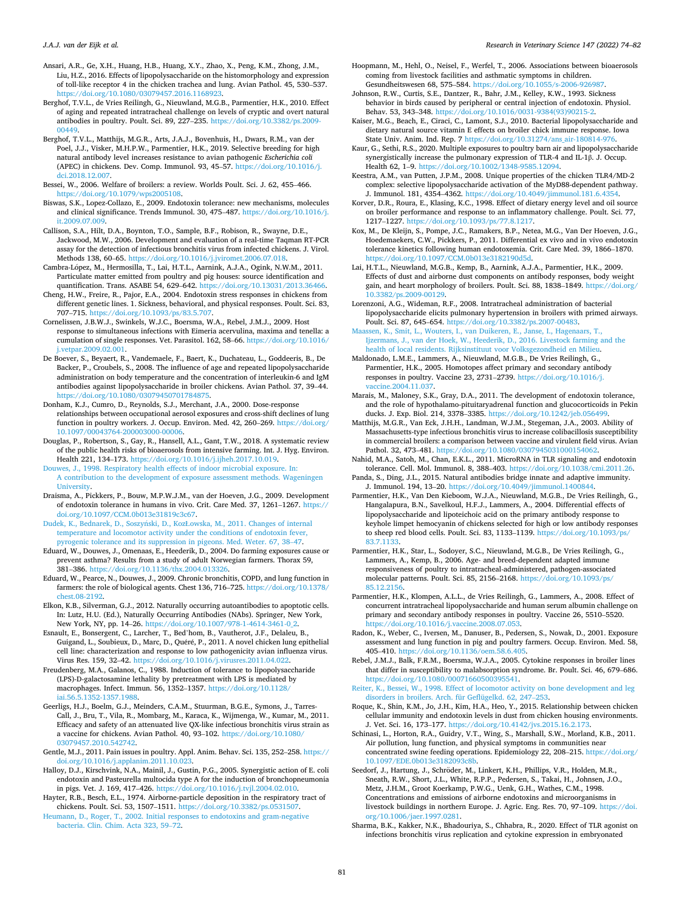Ansari, A.R., Ge, X.H., Huang, H.B., Huang, X.Y., Zhao, X., Peng, K.M., Zhong, J.M., Liu, H.Z., 2016. Effects of lipopolysaccharide on the histomorphology and expression of toll-like receptor 4 in the chicken trachea and lung. Avian Pathol. 45, 530–537. https://doi.org/10.1080/03079457.2016.1168923.

Berghof, T.V.L., de Vries Reilingh, G., Nieuwland, M.G.B., Parmentier, H.K., 2010. Effect of aging and repeated intratracheal challenge on levels of cryptic and overt natural antibodies in poultry. Poult. Sci. 89, 227–235. https://doi.org/10.3382/ps.2009-00449.

Berghof, T.V.L., Matthijs, M.G.R., Arts, J.A.J., Bovenhuis, H., Dwars, R.M., van der Poel, J.J., Visker, M.H.P.W., Parmentier, H.K., 2019. Selective breeding for high natural antibody level increases resistance to avian pathogenic *Escherichia coli* (APEC) in chickens. Dev. Comp. Immunol. 93, 45–57. https://doi.org/10.1016/j.dci.2018.12.007.

Bessei, W., 2006. Welfare of broilers: a review. Worlds Poult. Sci. J. 62, 455–466. https://doi.org/10.1079/wps2005108.

Biswas, S.K., Lopez-Collazo, E., 2009. Endotoxin tolerance: new mechanisms, molecules and clinical significance. Trends Immunol. 30, 475–487. https://doi.org/10.1016/j.it.2009.07.009.

Callison, S.A., Hilt, D.A., Boynton, T.O., Sample, B.F., Robison, R., Swayne, D.E., Jackwood, M.W., 2006. Development and evaluation of a real-time Taqman RT-PCR assay for the detection of infectious bronchitis virus from infected chickens. J. Virol. Methods 138, 60–65. https://doi.org/10.1016/j.jviromet.2006.07.018.

Cambra-López, M., Hermosilla, T., Lai, H.T.L., Aarnink, A.J.A., Ogink, N.W.M., 2011. Particulate matter emitted from poultry and pig houses: source identification and quantification. Trans. ASABE 54, 629–642. https://doi.org/10.13031/2013.36466.

Cheng, H.W., Freire, R., Pajor, E.A., 2004. Endotoxin stress responses in chickens from different genetic lines. 1. Sickness, behavioral, and physical responses. Poult. Sci. 83, 707–715. https://doi.org/10.1093/ps/83.5.707.

Cornelissen, J.B.W.J., Swinkels, W.J.C., Boersma, W.A., Rebel, J.M.J., 2009. Host response to simultaneous infections with Eimeria acervulina, maxima and tenella: a cumulation of single responses. Vet. Parasitol. 162, 58–66. https://doi.org/10.1016/j.vetpar.2009.02.001.

De Boever, S., Beyaert, R., Vandemaele, F., Baert, K., Duchateau, L., Goddeeris, B., De Backer, P., Croubels, S., 2008. The influence of age and repeated lipopolysaccharide administration on body temperature and the concentration of interleukin-6 and IgM antibodies against lipopolysaccharide in broiler chickens. Avian Pathol. 37, 39–44. https://doi.org/10.1080/03079450701784875.

Donham, K.J., Cumro, D., Reynolds, S.J., Merchant, J.A., 2000. Dose-response relationships between occupational aerosol exposures and cross-shift declines of lung function in poultry workers. J. Occup. Environ. Med. 42, 260–269. https://doi.org/10.1097/00043764-200003000-00006.

Douglas, P., Robertson, S., Gay, R., Hansell, A.L., Gant, T.W., 2018. A systematic review of the public health risks of bioaerosols from intensive farming. Int. J. Hyg. Environ. Health 221, 134–173. https://doi.org/10.1016/j.ijheh.2017.10.019.

Douwes, J., 1998. Respiratory health effects of indoor microbial exposure. In: A contribution to the development of exposure assessment methods. Wageningen University.

Draisma, A., Pickkers, P., Bouw, M.P.W.J.M., van der Hoeven, J.G., 2009. Development of endotoxin tolerance in humans in vivo. Crit. Care Med. 37, 1261–1267. https://doi.org/10.1097/CCM.0b013e31819c3c67.

Dudek, K., Bednarek, D., Soszyński, D., Kozłowska, M., 2011. Changes of internal temperature and locomotor activity under the conditions of endotoxin fever, pyrogenic tolerance and its suppression in pigeons. Med. Weter. 67, 38–47.

Eduard, W., Douwes, J., Omenaas, E., Heederik, D., 2004. Do farming exposures cause or prevent asthma? Results from a study of adult Norwegian farmers. Thorax 59, 381–386. https://doi.org/10.1136/thx.2004.013326.

Eduard, W., Pearce, N., Douwes, J., 2009. Chronic bronchitis, COPD, and lung function in farmers: the role of biological agents. Chest 136, 716–725. https://doi.org/10.1378/chest.08-2192.

Elkon, K.B., Silverman, G.J., 2012. Naturally occurring autoantibodies to apoptotic cells. In: Lutz, H.U. (Ed.), Naturally Occurring Antibodies (NAbs). Springer, New York, New York, NY, pp. 14–26. https://doi.org/10.1007/978-1-4614-3461-0_2.

Esnault, E., Bonsergent, C., Larcher, T., Bed'hom, B., Vautherot, J.F., Delaleu, B., Guigand, L., Soubieux, D., Marc, D., Quéré, P., 2011. A novel chicken lung epithelial cell line: characterization and response to low pathogenicity avian influenza virus. Virus Res. 159, 32–42. https://doi.org/10.1016/j.virusres.2011.04.022.

Freudenberg, M.A., Galanos, C., 1988. Induction of tolerance to lipopolysaccharide (LPS)-D-galactosamine lethality by pretreatment with LPS is mediated by macrophages. Infect. Immun. 56, 1352–1357. https://doi.org/10.1128/iai.56.5.1352-1357.1988.

Geerligs, H.J., Boelm, G.J., Meinders, C.A.M., Stuurman, B.G.E., Symons, J., Tarres-Call, J., Bru, T., Vila, R., Mombarg, M., Karaca, K., Wijmenga, W., Kumar, M., 2011. Efficacy and safety of an attenuated live QX-like infectious bronchitis virus strain as a vaccine for chickens. Avian Pathol. 40, 93–102. https://doi.org/10.1080/03079457.2010.542742.

Gentle, M.J., 2011. Pain issues in poultry. Appl. Anim. Behav. Sci. 135, 252–258. https://doi.org/10.1016/j.applanim.2011.10.023.

Halloy, D.J., Kirschvink, N.A., Mainil, J., Gustin, P.G., 2005. Synergistic action of E. coli endotoxin and Pasteurella multocida type A for the induction of bronchopneumonia in pigs. Vet. J. 169, 417–426. https://doi.org/10.1016/j.tvjl.2004.02.010.

Hayter, R.B., Besch, E.L., 1974. Airborne-particle deposition in the respiratory tract of chickens. Poult. Sci. 53, 1507–1511. https://doi.org/10.3382/ps.0531507.

Heumann, D., Roger, T., 2002. Initial responses to endotoxins and gram-negative bacteria. Clin. Chim. Acta 323, 59–72.

Hoopmann, M., Hehl, O., Neisel, F., Werfel, T., 2006. Associations between bioaerosols coming from livestock facilities and asthmatic symptoms in children. Gesundheitswesen 68, 575–584. https://doi.org/10.1055/s-2006-926987.

Johnson, R.W., Curtis, S.E., Dantzer, R., Bahr, J.M., Kelley, K.W., 1993. Sickness behavior in birds caused by peripheral or central injection of endotoxin. Physiol. Behav. 53, 343–348. https://doi.org/10.1016/0031-9384(93)90215-2.

Kaiser, M.G., Beach, E., Ciraci, C., Lamont, S.J., 2010. Bacterial lipopolysaccharide and dietary natural source vitamin E effects on broiler chick immune response. Iowa State Univ. Anim. Ind. Rep. 7 https://doi.org/10.31274/ans_air-180814-976.

Kaur, G., Sethi, R.S., 2020. Multiple exposures to poultry barn air and lipopolysaccharide synergistically increase the pulmonary expression of TLR-4 and IL-1β. J. Occup. Health 62, 1–9. https://doi.org/10.1002/1348-9585.12094.

Keestra, A.M., van Putten, J.P.M., 2008. Unique properties of the chicken TLR4/MD-2 complex: selective lipopolysaccharide activation of the MyD88-dependent pathway. J. Immunol. 181, 4354–4362. https://doi.org/10.4049/jimmunol.181.6.4354.

Korver, D.R., Roura, E., Klasing, K.C., 1998. Effect of dietary energy level and oil source on broiler performance and response to an inflammatory challenge. Poult. Sci. 77, 1217–1227. https://doi.org/10.1093/ps/77.8.1217.

Kox, M., De Kleijn, S., Pompe, J.C., Ramakers, B.P., Netea, M.G., Van Der Hoeven, J.G., Hoedemaekers, C.W., Pickkers, P., 2011. Differential ex vivo and in vivo endotoxin tolerance kinetics following human endotoxemia. Crit. Care Med. 39, 1866–1870. https://doi.org/10.1097/CCM.0b013e3182190d5d.

Lai, H.T.L., Nieuwland, M.G.B., Kemp, B., Aarnink, A.J.A., Parmentier, H.K., 2009. Effects of dust and airborne dust components on antibody responses, body weight gain, and heart morphology of broilers. Poult. Sci. 88, 1838–1849. https://doi.org/10.3382/ps.2009-00129.

Lorenzoni, A.G., Wideman, R.F., 2008. Intratracheal administration of bacterial lipopolysaccharide elicits pulmonary hypertension in broilers with primed airways. Poult. Sci. 87, 645–654. https://doi.org/10.3382/ps.2007-00483.

Maassen, K., Smit, L., Wouters, I., van Duikeren, E., Janse, I., Hagenaars, T., Ijzermans, J., van der Hoek, W., Heederik, D., 2016. Livestock farming and the health of local residents. Rijksinstituut voor Volksgezondheid en Milieu.

Maldonado, L.M.E., Lammers, A., Nieuwland, M.G.B., De Vries Reilingh, G., Parmentier, H.K., 2005. Homotopes affect primary and secondary antibody responses in poultry. Vaccine 23, 2731–2739. https://doi.org/10.1016/j.vaccine.2004.11.037.

Marais, M., Maloney, S.K., Gray, D.A., 2011. The development of endotoxin tolerance, and the role of hypothalamo-pituitaryadrenal function and glucocorticoids in Pekin ducks. J. Exp. Biol. 214, 3378–3385. https://doi.org/10.1242/jeb.056499.

Matthijs, M.G.R., Van Eck, J.H.H., Landman, W.J.M., Stegeman, J.A., 2003. Ability of Massachusetts-type infectious bronchitis virus to increase colibacillosis susceptibility in commercial broilers: a comparison between vaccine and virulent field virus. Avian Pathol. 32, 473–481. https://doi.org/10.1080/0307945031000154062.

Nahid, M.A., Satoh, M., Chan, E.K.L., 2011. MicroRNA in TLR signaling and endotoxin tolerance. Cell. Mol. Immunol. 8, 388–403. https://doi.org/10.1038/cmi.2011.26.

Panda, S., Ding, J.L., 2015. Natural antibodies bridge innate and adaptive immunity. J. Immunol. 194, 13–20. https://doi.org/10.4049/jimmunol.1400844.

Parmentier, H.K., Van Den Kieboom, W.J.A., Nieuwland, M.G.B., De Vries Reilingh, G., Hangalapura, B.N., Savelkoul, H.F.J., Lammers, A., 2004. Differential effects of lipopolysaccharide and lipoteichoic acid on the primary antibody response to keyhole limpet hemocyanin of chickens selected for high or low antibody responses to sheep red blood cells. Poult. Sci. 83, 1133–1139. https://doi.org/10.1093/ps/83.7.1133.

Parmentier, H.K., Star, L., Sodoyer, S.C., Nieuwland, M.G.B., De Vries Reilingh, G., Lammers, A., Kemp, B., 2006. Age- and breed-dependent adapted immune responsiveness of poultry to intratracheal-administered, pathogen-associated molecular patterns. Poult. Sci. 85, 2156–2168. https://doi.org/10.1093/ps/85.12.2156.

Parmentier, H.K., Klompen, A.L.L., de Vries Reilingh, G., Lammers, A., 2008. Effect of concurrent intratracheal lipopolysaccharide and human serum albumin challenge on primary and secondary antibody responses in poultry. Vaccine 26, 5510–5520. https://doi.org/10.1016/j.vaccine.2008.07.053.

Radon, K., Weber, C., Iversen, M., Danuser, B., Pedersen, S., Nowak, D., 2001. Exposure assessment and lung function in pig and poultry farmers. Occup. Environ. Med. 58, 405–410. https://doi.org/10.1136/oem.58.6.405.

Rebel, J.M.J., Balk, F.R.M., Boersma, W.J.A., 2005. Cytokine responses in broiler lines that differ in susceptibility to malabsorption syndrome. Br. Poult. Sci. 46, 679–686. https://doi.org/10.1080/00071660500395541.

Reiter, K., Bessei, W., 1998. Effect of locomotor activity on bone development and leg disorders in broilers. Arch. für Geflügelkd. 62, 247–253.

Roque, K., Shin, K.M., Jo, J.H., Kim, H.A., Heo, Y., 2015. Relationship between chicken cellular immunity and endotoxin levels in dust from chicken housing environments. J. Vet. Sci. 16, 173–177. https://doi.org/10.4142/jvs.2015.16.2.173.

Schinasi, L., Horton, R.A., Guidry, V.T., Wing, S., Marshall, S.W., Morland, K.B., 2011. Air pollution, lung function, and physical symptoms in communities near concentrated swine feeding operations. Epidemiology 22, 208–215. https://doi.org/10.1097/EDE.0b013e3182093c8b.

Seedorf, J., Hartung, J., Schröder, M., Linkert, K.H., Phillips, V.R., Holden, M.R., Sneath, R.W., Short, J.L., White, R.P.P., Pedersen, S., Takai, H., Johnsen, J.O., Metz, J.H.M., Groot Koerkamp, P.W.G., Uenk, G.H., Wathes, C.M., 1998. Concentrations and emissions of airborne endotoxins and microorganisms in livestock buildings in northern Europe. J. Agric. Eng. Res. 70, 97–109. https://doi.org/10.1006/jaer.1997.0281.

Sharma, B.K., Kakker, N.K., Bhadouriya, S., Chhabra, R., 2020. Effect of TLR agonist on infections bronchitis virus replication and cytokine expression in embryonated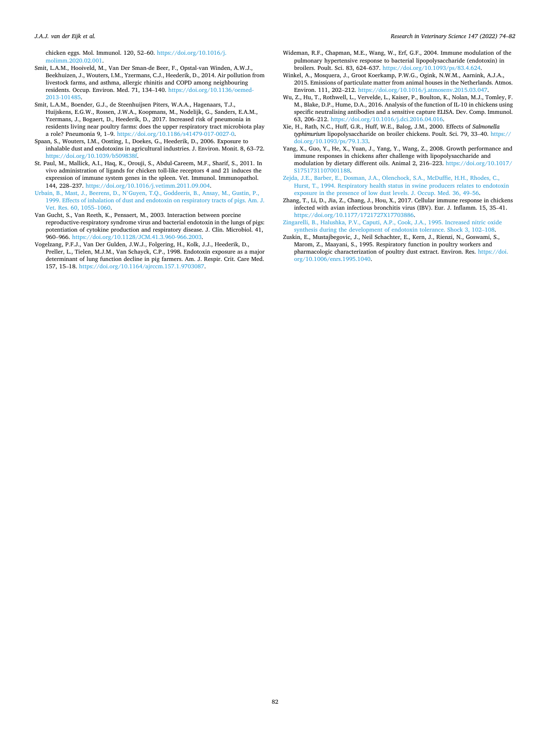chicken eggs. Mol. Immunol. 120, 52–60. https://doi.org/10.1016/j.molimm.2020.02.001.

Smit, L.A.M., Hooiveld, M., Van Der Sman-de Beer, F., Opstal-van Winden, A.W.J., Beekhuizen, J., Wouters, I.M., Yzermans, C.J., Heederik, D., 2014. Air pollution from livestock farms, and asthma, allergic rhinitis and COPD among neighbouring residents. Occup. Environ. Med. 71, 134–140. https://doi.org/10.1136/oemed-2013-101485.

Smit, L.A.M., Boender, G.J., de Steenhuijsen Piters, W.A.A., Hagenaars, T.J., Huijskens, E.G.W., Rossen, J.W.A., Koopmans, M., Nodelijk, G., Sanders, E.A.M., Yzermans, J., Bogaert, D., Heederik, D., 2017. Increased risk of pneumonia in residents living near poultry farms: does the upper respiratory tract microbiota play a role? Pneumonia 9, 1–9. https://doi.org/10.1186/s41479-017-0027-0.

Spaan, S., Wouters, I.M., Oosting, I., Doekes, G., Heederik, D., 2006. Exposure to inhalable dust and endotoxins in agricultural industries. J. Environ. Monit. 8, 63–72. https://doi.org/10.1039/b509838f.

St. Paul, M., Mallick, A.I., Haq, K., Orouji, S., Abdul-Careem, M.F., Sharif, S., 2011. In vivo administration of ligands for chicken toll-like receptors 4 and 21 induces the expression of immune system genes in the spleen. Vet. Immunol. Immunopathol. 144, 228–237. https://doi.org/10.1016/j.vetimm.2011.09.004.

Urbain, B., Mast, J., Beerens, D., N'Guyen, T.Q., Goddeeris, B., Ansay, M., Gustin, P., 1999. Effects of inhalation of dust and endotoxin on respiratory tracts of pigs. Am. J. Vet. Res. 60, 1055–1060.

Van Gucht, S., Van Reeth, K., Pensaert, M., 2003. Interaction between porcine reproductive-respiratory syndrome virus and bacterial endotoxin in the lungs of pigs: potentiation of cytokine production and respiratory disease. J. Clin. Microbiol. 41, 960–966. https://doi.org/10.1128/JCM.41.3.960-966.2003.

Vogelzang, P.F.J., Van Der Gulden, J.W.J., Folgering, H., Kolk, J.J., Heederik, D., Preller, L., Tielen, M.J.M., Van Schayck, C.P., 1998. Endotoxin exposure as a major determinant of lung function decline in pig farmers. Am. J. Respir. Crit. Care Med. 157, 15–18. https://doi.org/10.1164/ajrccm.157.1.9703087.

Wideman, R.F., Chapman, M.E., Wang, W., Erf, G.F., 2004. Immune modulation of the pulmonary hypertensive response to bacterial lipopolysaccharide (endotoxin) in broilers. Poult. Sci. 83, 624–637. https://doi.org/10.1093/ps/83.4.624.

Winkel, A., Mosquera, J., Groot Koerkamp, P.W.G., Ogink, N.W.M., Aarnink, A.J.A., 2015. Emissions of particulate matter from animal houses in the Netherlands. Atmos. Environ. 111, 202–212. https://doi.org/10.1016/j.atmosenv.2015.03.047.

Wu, Z., Hu, T., Rothwell, L., Vervelde, L., Kaiser, P., Boulton, K., Nolan, M.J., Tomley, F.M., Blake, D.P., Hume, D.A., 2016. Analysis of the function of IL-10 in chickens using specific neutralising antibodies and a sensitive capture ELISA. Dev. Comp. Immunol. 63, 206–212. https://doi.org/10.1016/j.dci.2016.04.016.

Xie, H., Rath, N.C., Huff, G.R., Huff, W.E., Balog, J.M., 2000. Effects of *Salmonella typhimurium* lipopolysaccharide on broiler chickens. Poult. Sci. 79, 33–40. https://doi.org/10.1093/ps/79.1.33.

Yang, X., Guo, Y., He, X., Yuan, J., Yang, Y., Wang, Z., 2008. Growth performance and immune responses in chickens after challenge with lipopolysaccharide and modulation by dietary different oils. Animal 2, 216–223. https://doi.org/10.1017/S1751731107001188.

Zejda, J.E., Barber, E., Dosman, J.A., Olenchock, S.A., McDuffie, H.H., Rhodes, C., Hurst, T., 1994. Respiratory health status in swine producers relates to endotoxin exposure in the presence of low dust levels. J. Occup. Med. 36, 49–56.

Zhang, T., Li, D., Jia, Z., Chang, J., Hou, X., 2017. Cellular immune response in chickens infected with avian infectious bronchitis virus (IBV). Eur. J. Inflamm. 15, 35–41. https://doi.org/10.1177/1721727X17703886.

Zingarelli, B., Halushka, P.V., Caputi, A.P., Cook, J.A., 1995. Increased nitric oxide synthesis during the development of endotoxin tolerance. Shock 3, 102–108.

Zuskin, E., Mustajbegovic, J., Neil Schachter, E., Kern, J., Rienzi, N., Goswami, S., Marom, Z., Maayani, S., 1995. Respiratory function in poultry workers and pharmacologic characterization of poultry dust extract. Environ. Res. https://doi.org/10.1006/enrs.1995.1040.